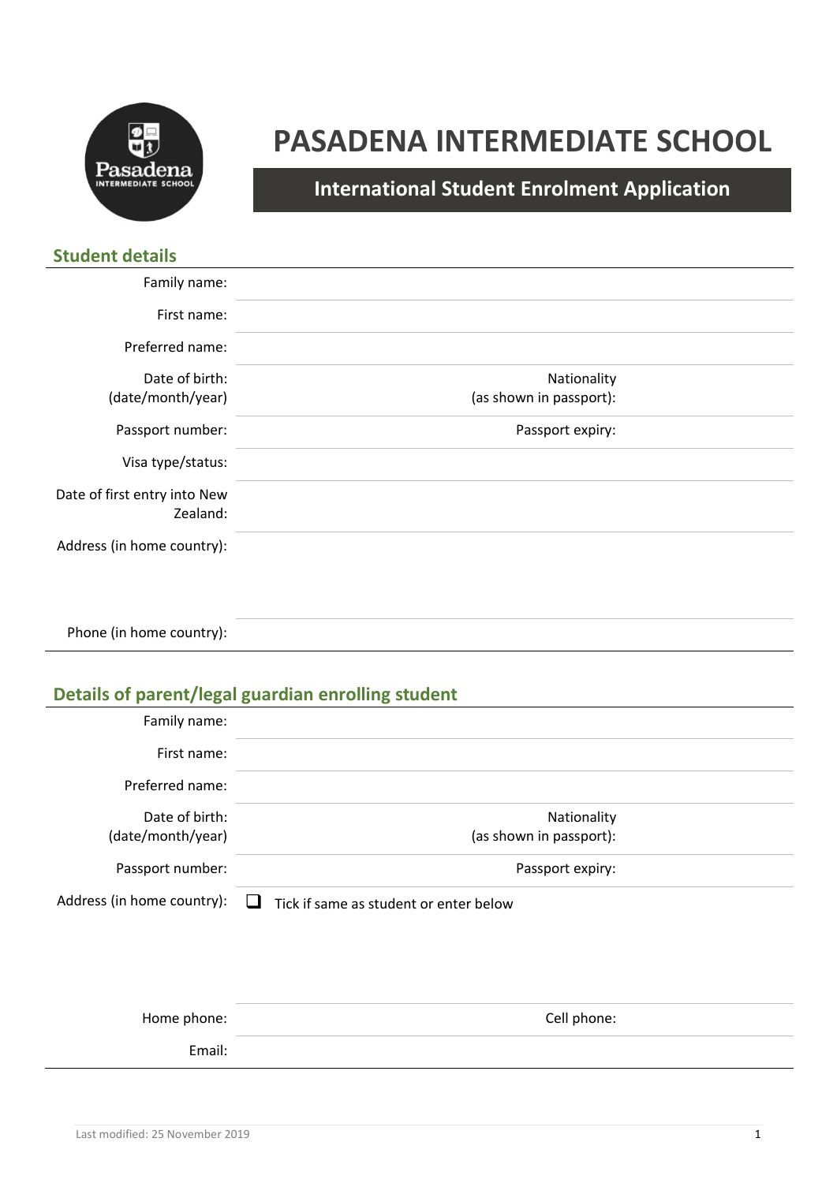# PASADENA INTERMEDIATE SCHOOL

## International Student Enrolment Application

### Student details

| | | | |
|---|---|---|---|
| Family name: | | | |
| First name: | | | |
| Preferred name: | | | |
| Date of birth: (date/month/year) | | Nationality (as shown in passport): | |
| Passport number: | | Passport expiry: | |
| Visa type/status: | | | |
| Date of first entry into New Zealand: | | | |
| Address (in home country): | | | |
| Phone (in home country): | | | |

### Details of parent/legal guardian enrolling student

| | | | |
|---|---|---|---|
| Family name: | | | |
| First name: | | | |
| Preferred name: | | | |
| Date of birth: (date/month/year) | | Nationality (as shown in passport): | |
| Passport number: | | Passport expiry: | |
| Address (in home country): | ☐ Tick if same as student or enter below | | |
| Home phone: | | Cell phone: | |
| Email: | | | |

Last modified: 25 November 2019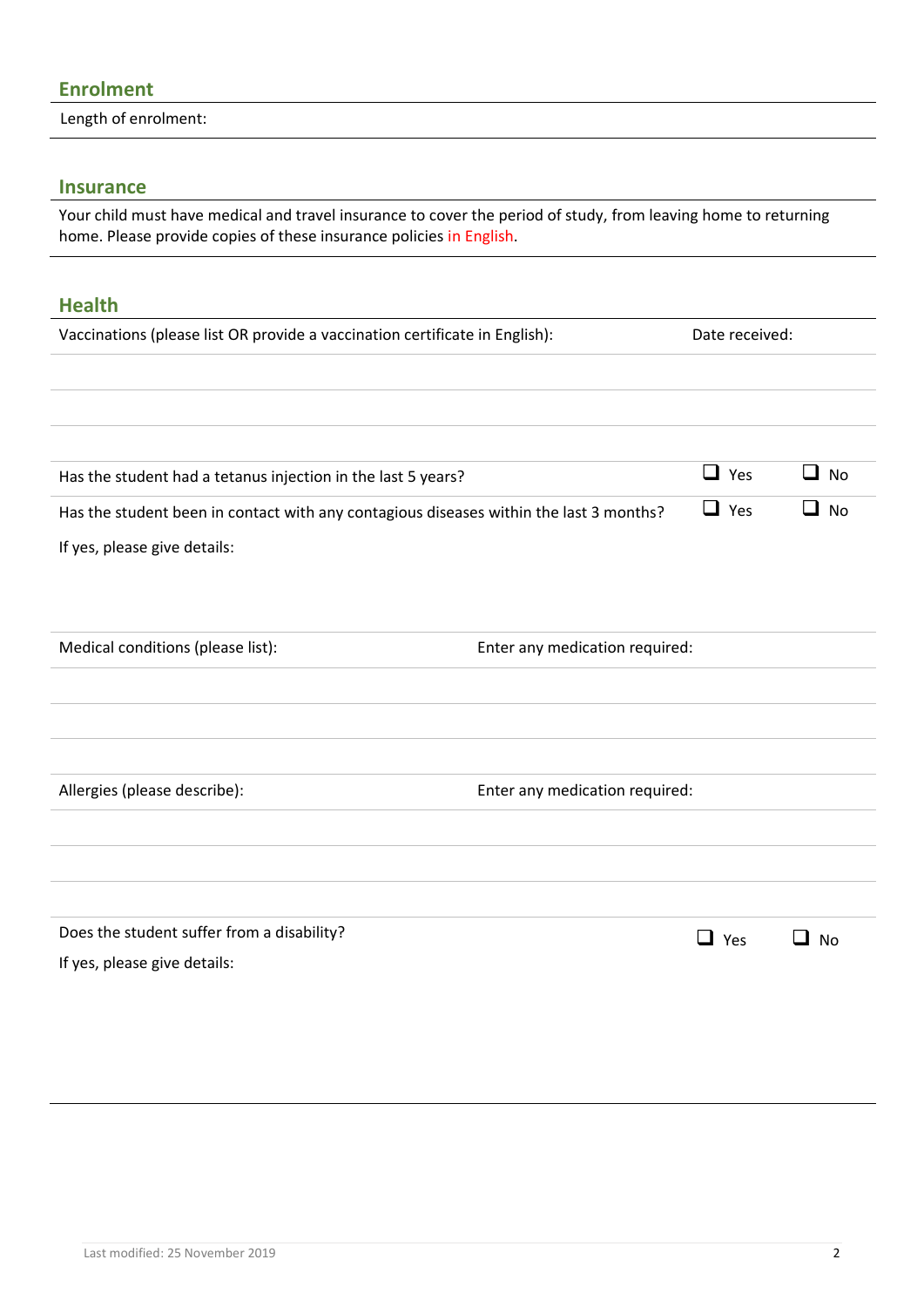## Enrolment

Length of enrolment:

## Insurance

Your child must have medical and travel insurance to cover the period of study, from leaving home to returning home. Please provide copies of these insurance policies in English.

## Health

| Vaccinations (please list OR provide a vaccination certificate in English): | Date received: |
| --- | --- |
| | |
| | |
| | |

Has the student had a tetanus injection in the last 5 years? ☐ Yes ☐ No

Has the student been in contact with any contagious diseases within the last 3 months? ☐ Yes ☐ No

If yes, please give details:

| Medical conditions (please list): | Enter any medication required: |
| --- | --- |
| | |
| | |
| | |

| Allergies (please describe): | Enter any medication required: |
| --- | --- |
| | |
| | |
| | |

Does the student suffer from a disability? ☐ Yes ☐ No

If yes, please give details:

Last modified: 25 November 2019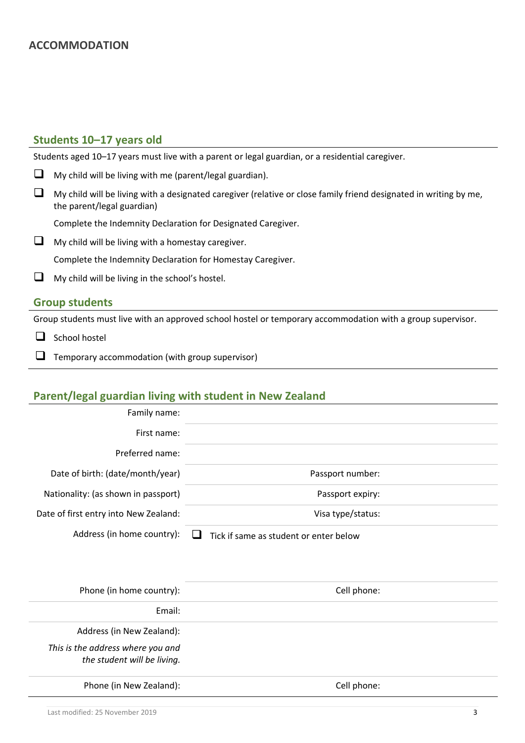# ACCOMMODATION

## Students 10–17 years old

Students aged 10–17 years must live with a parent or legal guardian, or a residential caregiver.

- ☐ My child will be living with me (parent/legal guardian).
- ☐ My child will be living with a designated caregiver (relative or close family friend designated in writing by me, the parent/legal guardian)

  Complete the Indemnity Declaration for Designated Caregiver.
- ☐ My child will be living with a homestay caregiver.

  Complete the Indemnity Declaration for Homestay Caregiver.
- ☐ My child will be living in the school's hostel.

## Group students

Group students must live with an approved school hostel or temporary accommodation with a group supervisor.

- ☐ School hostel
- ☐ Temporary accommodation (with group supervisor)

## Parent/legal guardian living with student in New Zealand

| | | | |
|---|---|---|---|
| Family name: | | | |
| First name: | | | |
| Preferred name: | | | |
| Date of birth: (date/month/year) | | Passport number: | |
| Nationality: (as shown in passport) | | Passport expiry: | |
| Date of first entry into New Zealand: | | Visa type/status: | |
| Address (in home country): | ☐ Tick if same as student or enter below | | |
| Phone (in home country): | | Cell phone: | |
| Email: | | | |
| Address (in New Zealand): *This is the address where you and the student will be living.* | | | |
| Phone (in New Zealand): | | Cell phone: | |

Last modified: 25 November 2019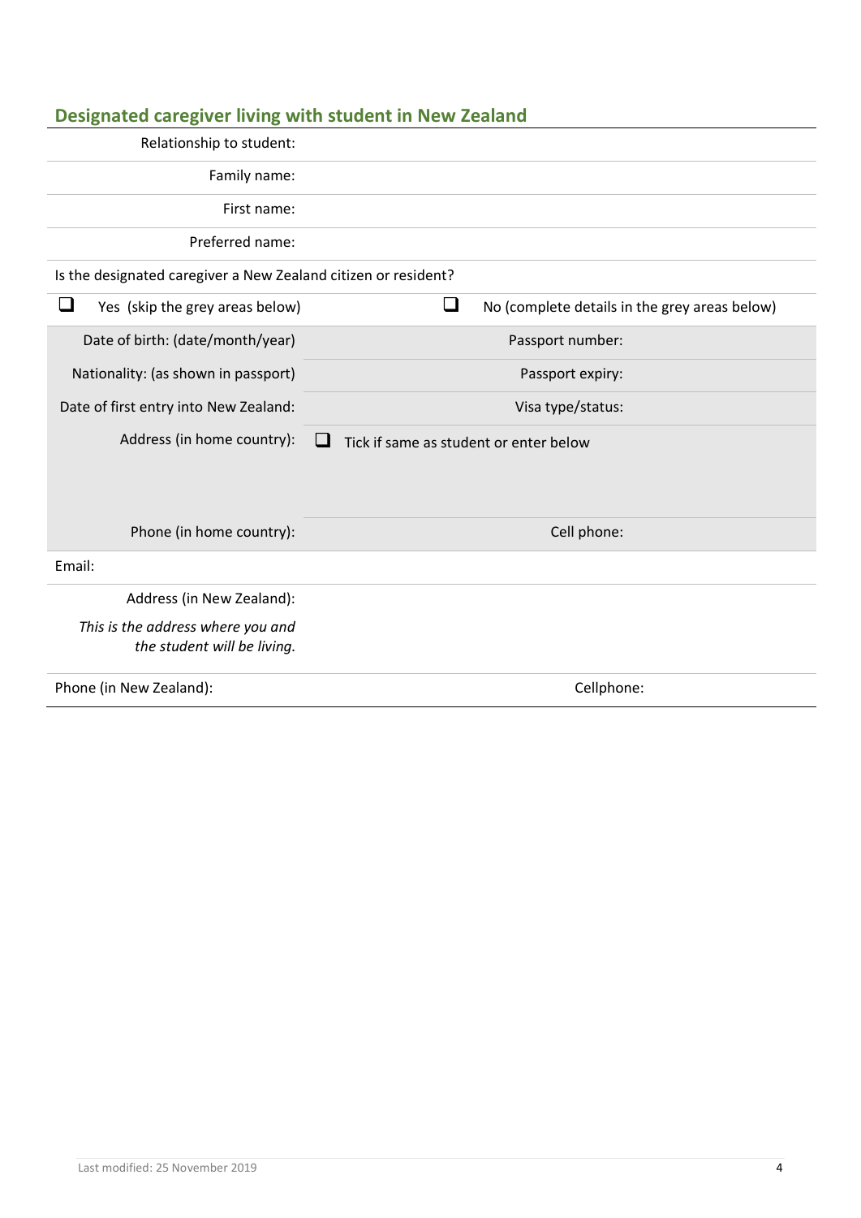## Designated caregiver living with student in New Zealand

| | |
|---|---|
| Relationship to student: | |
| Family name: | |
| First name: | |
| Preferred name: | |

Is the designated caregiver a New Zealand citizen or resident?

| | |
|---|---|
| ❑ Yes (skip the grey areas below) | ❑ No (complete details in the grey areas below) |

| | | | |
|---|---|---|---|
| Date of birth: (date/month/year) | | Passport number: | |
| Nationality: (as shown in passport) | | Passport expiry: | |
| Date of first entry into New Zealand: | | Visa type/status: | |
| Address (in home country): | ❑ Tick if same as student or enter below | | |
| Phone (in home country): | | Cell phone: | |

| | |
|---|---|
| Email: | |
| Address (in New Zealand): *This is the address where you and the student will be living.* | |
| Phone (in New Zealand): | Cellphone: |

Last modified: 25 November 2019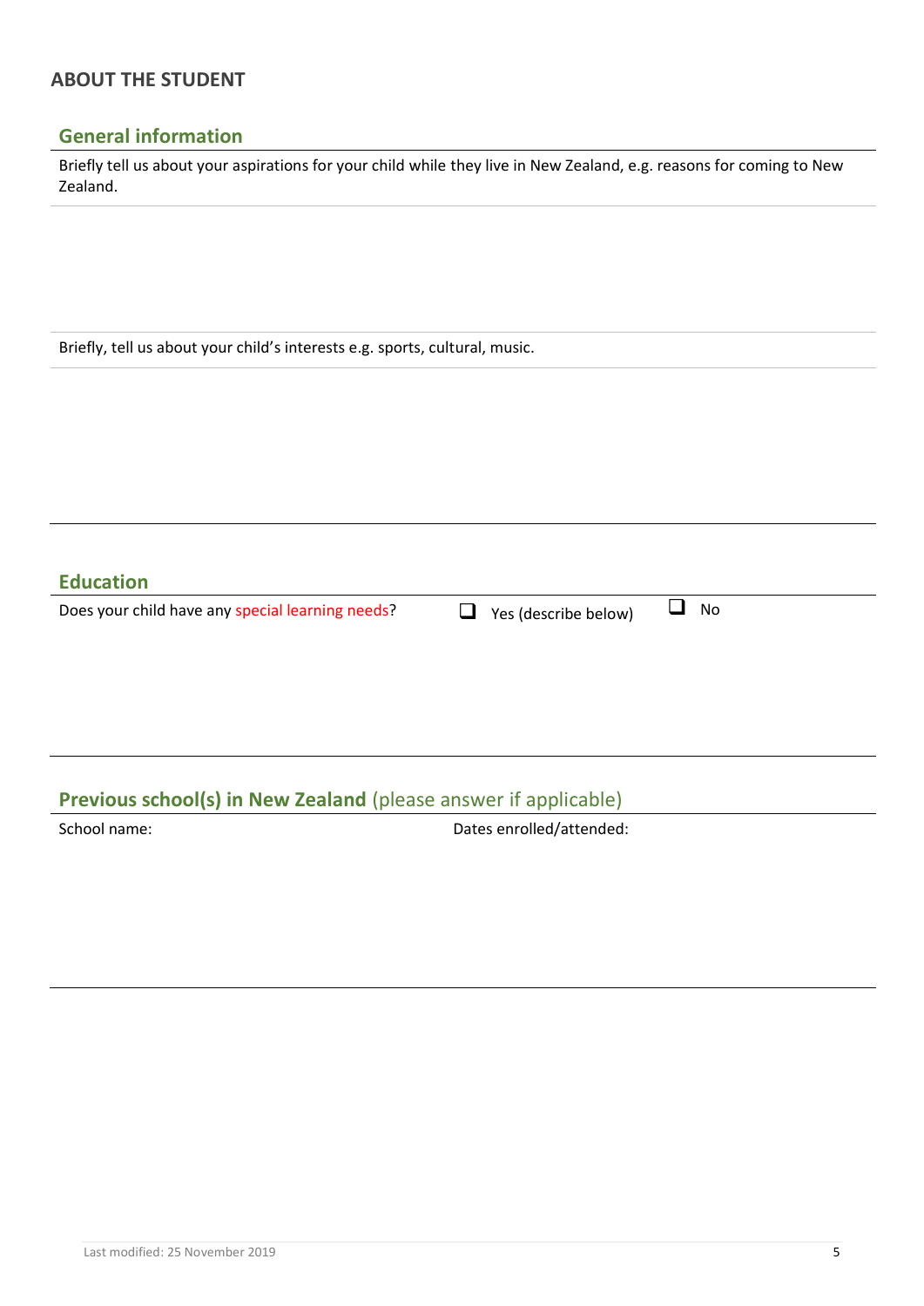## ABOUT THE STUDENT

### General information

Briefly tell us about your aspirations for your child while they live in New Zealand, e.g. reasons for coming to New Zealand.

Briefly, tell us about your child's interests e.g. sports, cultural, music.

### Education

Does your child have any special learning needs? ☐ Yes (describe below) ☐ No

### Previous school(s) in New Zealand (please answer if applicable)

School name: Dates enrolled/attended: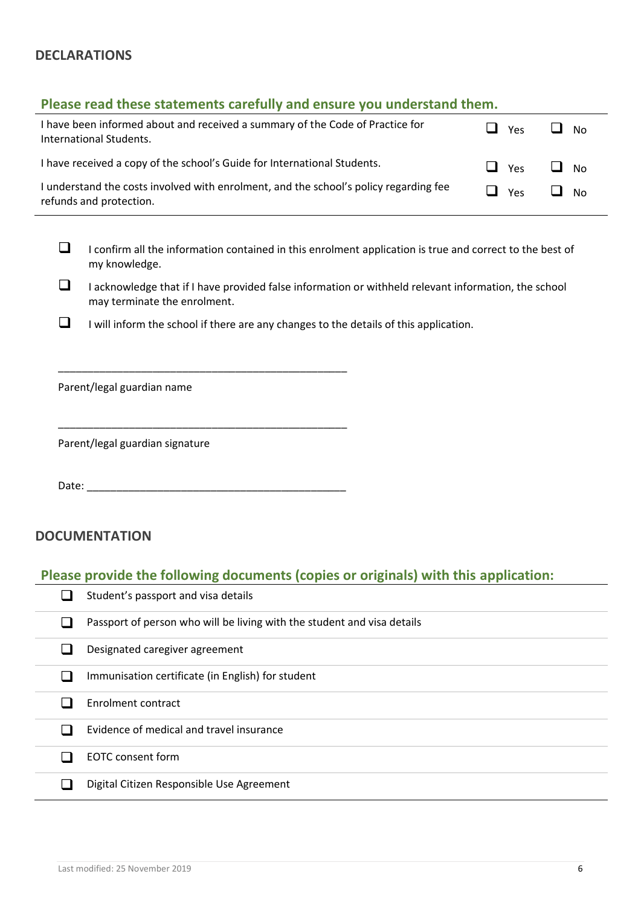## DECLARATIONS

### Please read these statements carefully and ensure you understand them.

| | | |
|---|---|---|
| I have been informed about and received a summary of the Code of Practice for International Students. | ☐ Yes | ☐ No |
| I have received a copy of the school's Guide for International Students. | ☐ Yes | ☐ No |
| I understand the costs involved with enrolment, and the school's policy regarding fee refunds and protection. | ☐ Yes | ☐ No |

- ☐ I confirm all the information contained in this enrolment application is true and correct to the best of my knowledge.
- ☐ I acknowledge that if I have provided false information or withheld relevant information, the school may terminate the enrolment.
- ☐ I will inform the school if there are any changes to the details of this application.

\_\_\_\_\_\_\_\_\_\_\_\_\_\_\_\_\_\_\_\_\_\_\_\_\_\_\_\_\_\_\_\_\_\_\_\_\_\_\_\_\_\_\_\_\_\_\_\_

Parent/legal guardian name

\_\_\_\_\_\_\_\_\_\_\_\_\_\_\_\_\_\_\_\_\_\_\_\_\_\_\_\_\_\_\_\_\_\_\_\_\_\_\_\_\_\_\_\_\_\_\_\_

Parent/legal guardian signature

Date: \_\_\_\_\_\_\_\_\_\_\_\_\_\_\_\_\_\_\_\_\_\_\_\_\_\_\_\_\_\_\_\_\_\_\_\_\_\_\_\_\_\_\_\_

## DOCUMENTATION

### Please provide the following documents (copies or originals) with this application:

| | |
|---|---|
| ☐ | Student's passport and visa details |
| ☐ | Passport of person who will be living with the student and visa details |
| ☐ | Designated caregiver agreement |
| ☐ | Immunisation certificate (in English) for student |
| ☐ | Enrolment contract |
| ☐ | Evidence of medical and travel insurance |
| ☐ | EOTC consent form |
| ☐ | Digital Citizen Responsible Use Agreement |

Last modified: 25 November 2019